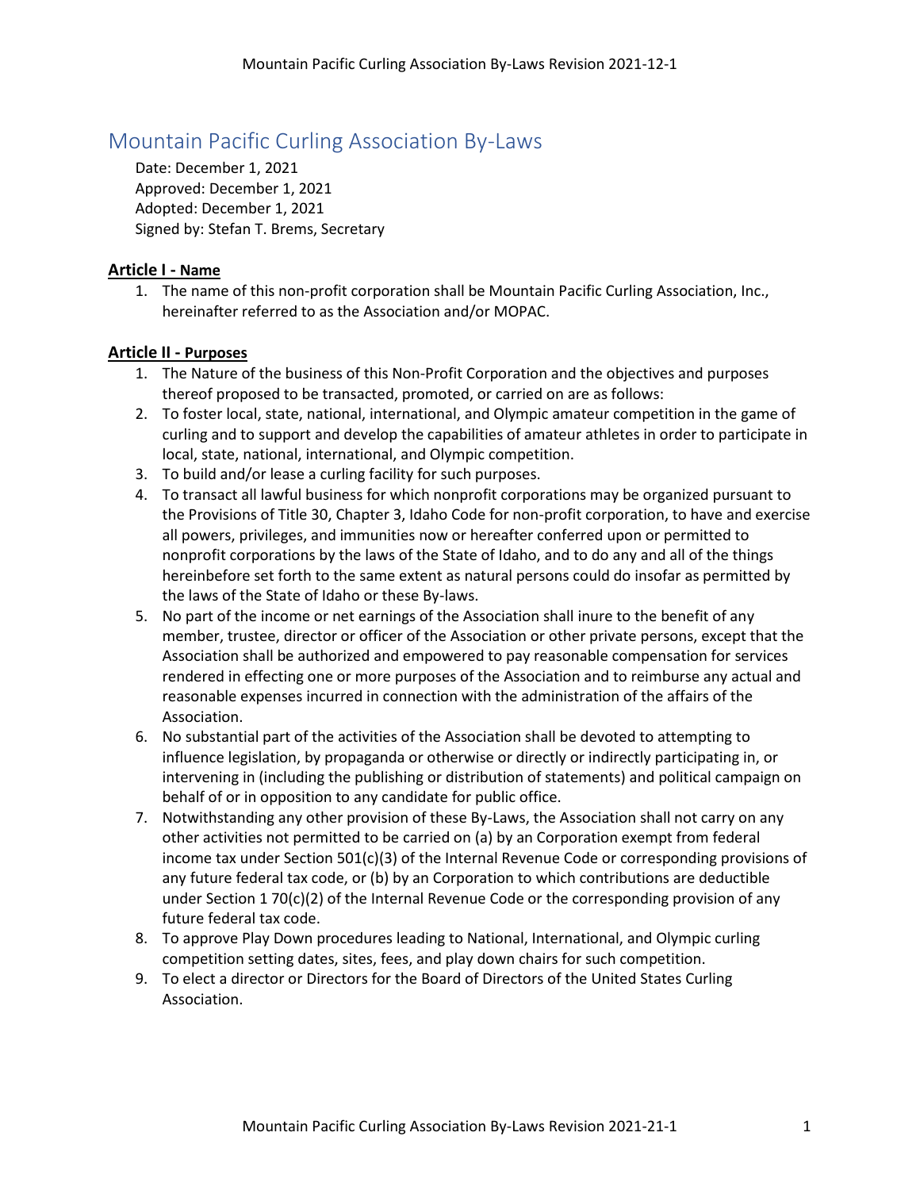# Mountain Pacific Curling Association By-Laws

Date: December 1, 2021
Approved: December 1, 2021
Adopted: December 1, 2021
Signed by: Stefan T. Brems, Secretary

## Article I - Name

1. The name of this non-profit corporation shall be Mountain Pacific Curling Association, Inc., hereinafter referred to as the Association and/or MOPAC.

## Article II - Purposes

1. The Nature of the business of this Non-Profit Corporation and the objectives and purposes thereof proposed to be transacted, promoted, or carried on are as follows:
2. To foster local, state, national, international, and Olympic amateur competition in the game of curling and to support and develop the capabilities of amateur athletes in order to participate in local, state, national, international, and Olympic competition.
3. To build and/or lease a curling facility for such purposes.
4. To transact all lawful business for which nonprofit corporations may be organized pursuant to the Provisions of Title 30, Chapter 3, Idaho Code for non-profit corporation, to have and exercise all powers, privileges, and immunities now or hereafter conferred upon or permitted to nonprofit corporations by the laws of the State of Idaho, and to do any and all of the things hereinbefore set forth to the same extent as natural persons could do insofar as permitted by the laws of the State of Idaho or these By-laws.
5. No part of the income or net earnings of the Association shall inure to the benefit of any member, trustee, director or officer of the Association or other private persons, except that the Association shall be authorized and empowered to pay reasonable compensation for services rendered in effecting one or more purposes of the Association and to reimburse any actual and reasonable expenses incurred in connection with the administration of the affairs of the Association.
6. No substantial part of the activities of the Association shall be devoted to attempting to influence legislation, by propaganda or otherwise or directly or indirectly participating in, or intervening in (including the publishing or distribution of statements) and political campaign on behalf of or in opposition to any candidate for public office.
7. Notwithstanding any other provision of these By-Laws, the Association shall not carry on any other activities not permitted to be carried on (a) by an Corporation exempt from federal income tax under Section 501(c)(3) of the Internal Revenue Code or corresponding provisions of any future federal tax code, or (b) by an Corporation to which contributions are deductible under Section 1 70(c)(2) of the Internal Revenue Code or the corresponding provision of any future federal tax code.
8. To approve Play Down procedures leading to National, International, and Olympic curling competition setting dates, sites, fees, and play down chairs for such competition.
9. To elect a director or Directors for the Board of Directors of the United States Curling Association.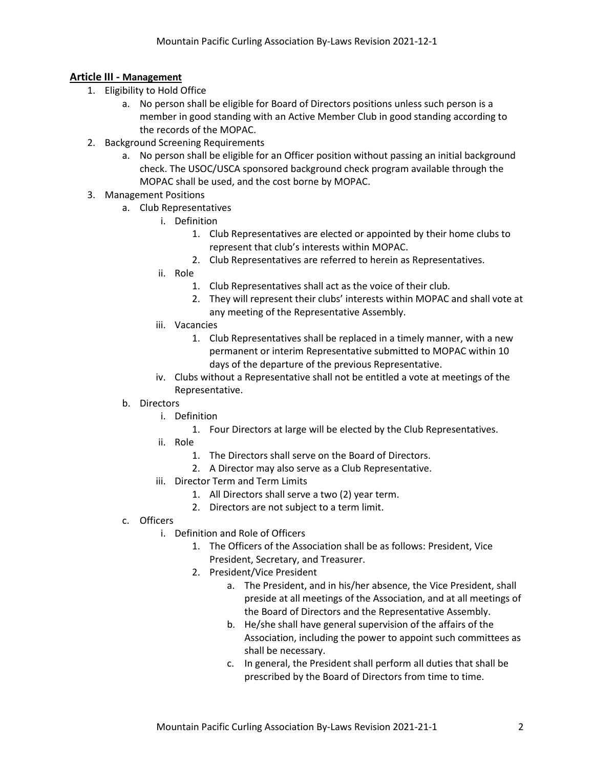## Article III - Management

1. Eligibility to Hold Office
    a. No person shall be eligible for Board of Directors positions unless such person is a member in good standing with an Active Member Club in good standing according to the records of the MOPAC.
2. Background Screening Requirements
    a. No person shall be eligible for an Officer position without passing an initial background check. The USOC/USCA sponsored background check program available through the MOPAC shall be used, and the cost borne by MOPAC.
3. Management Positions
    a. Club Representatives
        i. Definition
            1. Club Representatives are elected or appointed by their home clubs to represent that club's interests within MOPAC.
            2. Club Representatives are referred to herein as Representatives.
        ii. Role
            1. Club Representatives shall act as the voice of their club.
            2. They will represent their clubs' interests within MOPAC and shall vote at any meeting of the Representative Assembly.
        iii. Vacancies
            1. Club Representatives shall be replaced in a timely manner, with a new permanent or interim Representative submitted to MOPAC within 10 days of the departure of the previous Representative.
        iv. Clubs without a Representative shall not be entitled a vote at meetings of the Representative.
    b. Directors
        i. Definition
            1. Four Directors at large will be elected by the Club Representatives.
        ii. Role
            1. The Directors shall serve on the Board of Directors.
            2. A Director may also serve as a Club Representative.
        iii. Director Term and Term Limits
            1. All Directors shall serve a two (2) year term.
            2. Directors are not subject to a term limit.
    c. Officers
        i. Definition and Role of Officers
            1. The Officers of the Association shall be as follows: President, Vice President, Secretary, and Treasurer.
            2. President/Vice President
                a. The President, and in his/her absence, the Vice President, shall preside at all meetings of the Association, and at all meetings of the Board of Directors and the Representative Assembly.
                b. He/she shall have general supervision of the affairs of the Association, including the power to appoint such committees as shall be necessary.
                c. In general, the President shall perform all duties that shall be prescribed by the Board of Directors from time to time.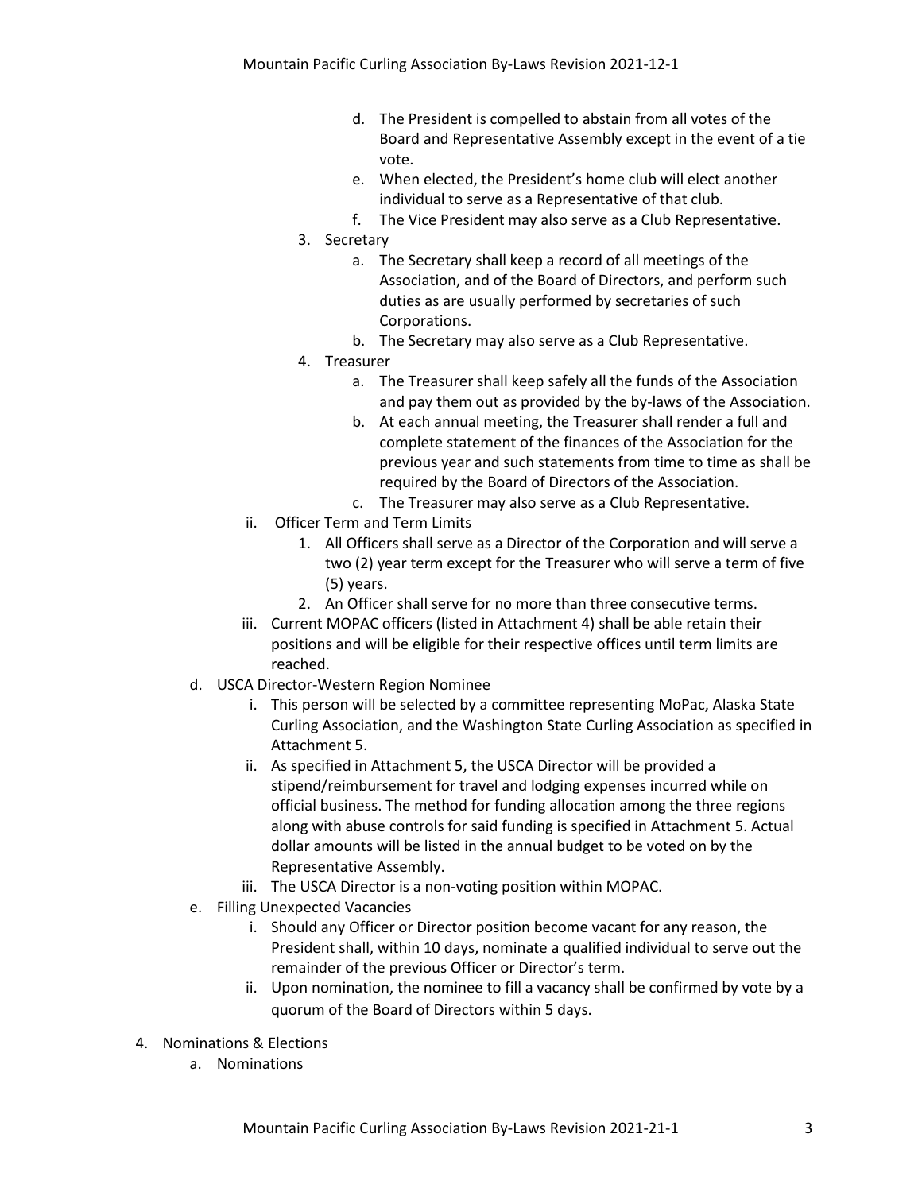d. The President is compelled to abstain from all votes of the Board and Representative Assembly except in the event of a tie vote.
e. When elected, the President's home club will elect another individual to serve as a Representative of that club.
f. The Vice President may also serve as a Club Representative.

3. Secretary
    a. The Secretary shall keep a record of all meetings of the Association, and of the Board of Directors, and perform such duties as are usually performed by secretaries of such Corporations.
    b. The Secretary may also serve as a Club Representative.
4. Treasurer
    a. The Treasurer shall keep safely all the funds of the Association and pay them out as provided by the by-laws of the Association.
    b. At each annual meeting, the Treasurer shall render a full and complete statement of the finances of the Association for the previous year and such statements from time to time as shall be required by the Board of Directors of the Association.
    c. The Treasurer may also serve as a Club Representative.

ii. Officer Term and Term Limits
   1. All Officers shall serve as a Director of the Corporation and will serve a two (2) year term except for the Treasurer who will serve a term of five (5) years.
   2. An Officer shall serve for no more than three consecutive terms.

iii. Current MOPAC officers (listed in Attachment 4) shall be able retain their positions and will be eligible for their respective offices until term limits are reached.

d. USCA Director-Western Region Nominee
   i. This person will be selected by a committee representing MoPac, Alaska State Curling Association, and the Washington State Curling Association as specified in Attachment 5.
   ii. As specified in Attachment 5, the USCA Director will be provided a stipend/reimbursement for travel and lodging expenses incurred while on official business. The method for funding allocation among the three regions along with abuse controls for said funding is specified in Attachment 5. Actual dollar amounts will be listed in the annual budget to be voted on by the Representative Assembly.
   iii. The USCA Director is a non-voting position within MOPAC.

e. Filling Unexpected Vacancies
   i. Should any Officer or Director position become vacant for any reason, the President shall, within 10 days, nominate a qualified individual to serve out the remainder of the previous Officer or Director's term.
   ii. Upon nomination, the nominee to fill a vacancy shall be confirmed by vote by a quorum of the Board of Directors within 5 days.

4. Nominations & Elections
   a. Nominations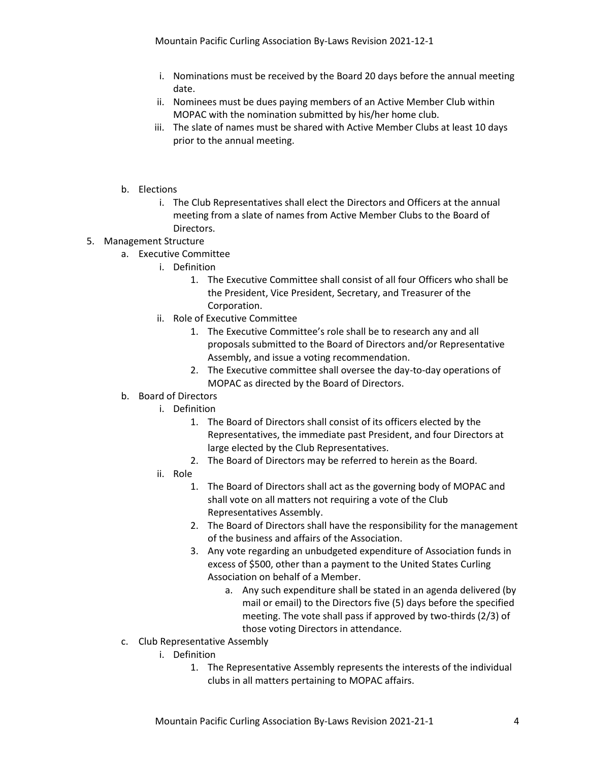i. Nominations must be received by the Board 20 days before the annual meeting date.
   ii. Nominees must be dues paying members of an Active Member Club within MOPAC with the nomination submitted by his/her home club.
   iii. The slate of names must be shared with Active Member Clubs at least 10 days prior to the annual meeting.

b. Elections
   i. The Club Representatives shall elect the Directors and Officers at the annual meeting from a slate of names from Active Member Clubs to the Board of Directors.

5. Management Structure
   a. Executive Committee
      i. Definition
         1. The Executive Committee shall consist of all four Officers who shall be the President, Vice President, Secretary, and Treasurer of the Corporation.
      ii. Role of Executive Committee
         1. The Executive Committee's role shall be to research any and all proposals submitted to the Board of Directors and/or Representative Assembly, and issue a voting recommendation.
         2. The Executive committee shall oversee the day-to-day operations of MOPAC as directed by the Board of Directors.
   b. Board of Directors
      i. Definition
         1. The Board of Directors shall consist of its officers elected by the Representatives, the immediate past President, and four Directors at large elected by the Club Representatives.
         2. The Board of Directors may be referred to herein as the Board.
      ii. Role
         1. The Board of Directors shall act as the governing body of MOPAC and shall vote on all matters not requiring a vote of the Club Representatives Assembly.
         2. The Board of Directors shall have the responsibility for the management of the business and affairs of the Association.
         3. Any vote regarding an unbudgeted expenditure of Association funds in excess of $500, other than a payment to the United States Curling Association on behalf of a Member.
            a. Any such expenditure shall be stated in an agenda delivered (by mail or email) to the Directors five (5) days before the specified meeting. The vote shall pass if approved by two-thirds (2/3) of those voting Directors in attendance.
   c. Club Representative Assembly
      i. Definition
         1. The Representative Assembly represents the interests of the individual clubs in all matters pertaining to MOPAC affairs.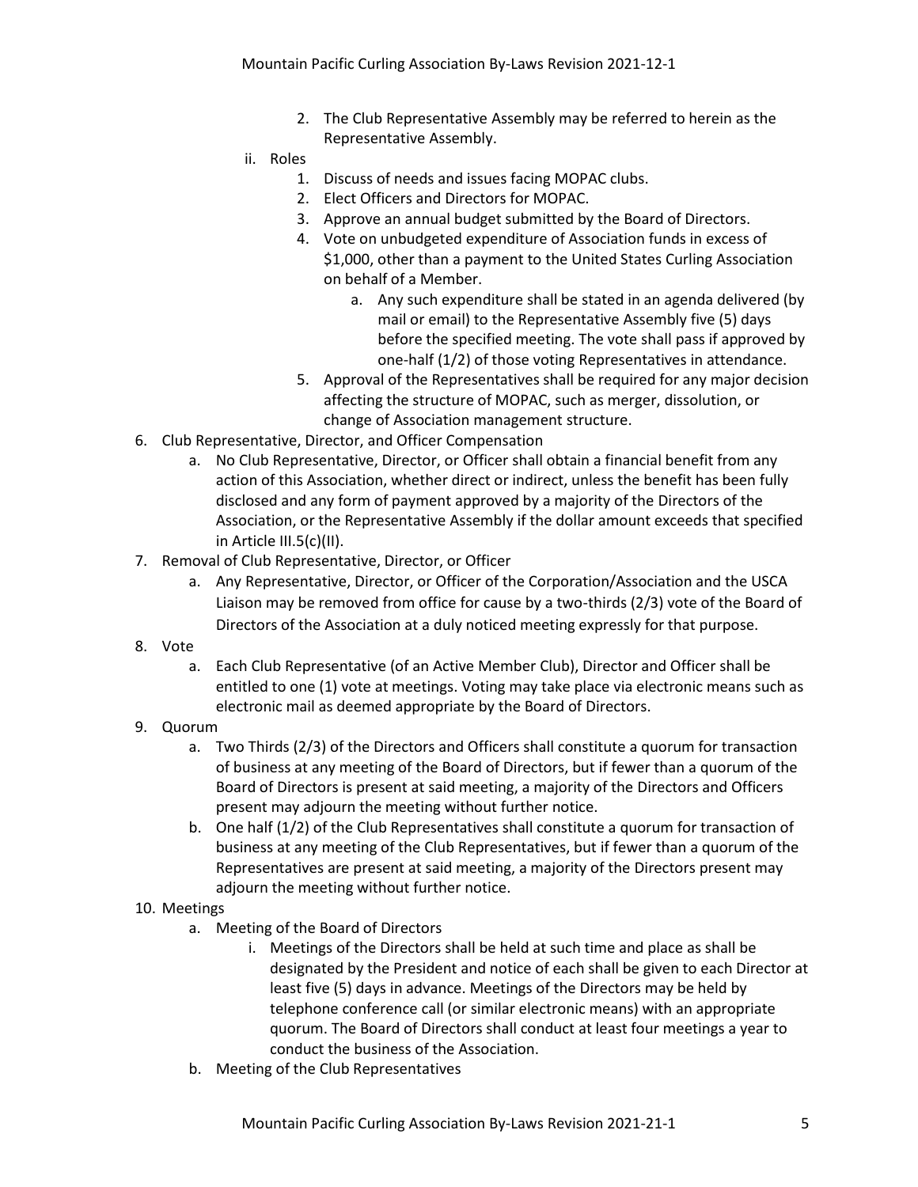2. The Club Representative Assembly may be referred to herein as the Representative Assembly.

ii. Roles

1. Discuss of needs and issues facing MOPAC clubs.
2. Elect Officers and Directors for MOPAC.
3. Approve an annual budget submitted by the Board of Directors.
4. Vote on unbudgeted expenditure of Association funds in excess of $1,000, other than a payment to the United States Curling Association on behalf of a Member.
   a. Any such expenditure shall be stated in an agenda delivered (by mail or email) to the Representative Assembly five (5) days before the specified meeting. The vote shall pass if approved by one-half (1/2) of those voting Representatives in attendance.
5. Approval of the Representatives shall be required for any major decision affecting the structure of MOPAC, such as merger, dissolution, or change of Association management structure.

6. Club Representative, Director, and Officer Compensation
   a. No Club Representative, Director, or Officer shall obtain a financial benefit from any action of this Association, whether direct or indirect, unless the benefit has been fully disclosed and any form of payment approved by a majority of the Directors of the Association, or the Representative Assembly if the dollar amount exceeds that specified in Article III.5(c)(II).

7. Removal of Club Representative, Director, or Officer
   a. Any Representative, Director, or Officer of the Corporation/Association and the USCA Liaison may be removed from office for cause by a two-thirds (2/3) vote of the Board of Directors of the Association at a duly noticed meeting expressly for that purpose.

8. Vote
   a. Each Club Representative (of an Active Member Club), Director and Officer shall be entitled to one (1) vote at meetings. Voting may take place via electronic means such as electronic mail as deemed appropriate by the Board of Directors.

9. Quorum
   a. Two Thirds (2/3) of the Directors and Officers shall constitute a quorum for transaction of business at any meeting of the Board of Directors, but if fewer than a quorum of the Board of Directors is present at said meeting, a majority of the Directors and Officers present may adjourn the meeting without further notice.
   b. One half (1/2) of the Club Representatives shall constitute a quorum for transaction of business at any meeting of the Club Representatives, but if fewer than a quorum of the Representatives are present at said meeting, a majority of the Directors present may adjourn the meeting without further notice.

10. Meetings
    a. Meeting of the Board of Directors
       i. Meetings of the Directors shall be held at such time and place as shall be designated by the President and notice of each shall be given to each Director at least five (5) days in advance. Meetings of the Directors may be held by telephone conference call (or similar electronic means) with an appropriate quorum. The Board of Directors shall conduct at least four meetings a year to conduct the business of the Association.
    b. Meeting of the Club Representatives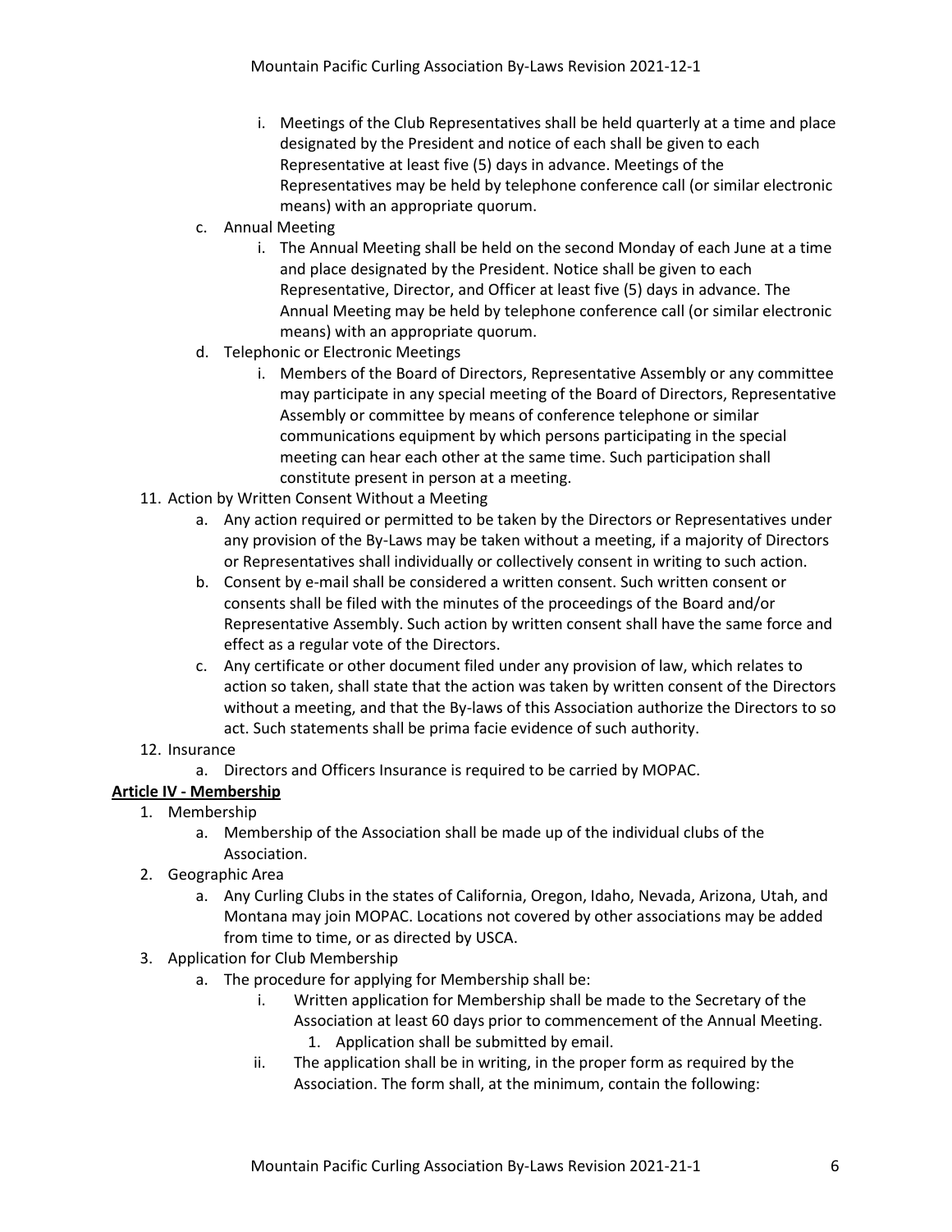i. Meetings of the Club Representatives shall be held quarterly at a time and place designated by the President and notice of each shall be given to each Representative at least five (5) days in advance. Meetings of the Representatives may be held by telephone conference call (or similar electronic means) with an appropriate quorum.

c. Annual Meeting

   i. The Annual Meeting shall be held on the second Monday of each June at a time and place designated by the President. Notice shall be given to each Representative, Director, and Officer at least five (5) days in advance. The Annual Meeting may be held by telephone conference call (or similar electronic means) with an appropriate quorum.

d. Telephonic or Electronic Meetings

   i. Members of the Board of Directors, Representative Assembly or any committee may participate in any special meeting of the Board of Directors, Representative Assembly or committee by means of conference telephone or similar communications equipment by which persons participating in the special meeting can hear each other at the same time. Such participation shall constitute present in person at a meeting.

11. Action by Written Consent Without a Meeting
    a. Any action required or permitted to be taken by the Directors or Representatives under any provision of the By-Laws may be taken without a meeting, if a majority of Directors or Representatives shall individually or collectively consent in writing to such action.
    b. Consent by e-mail shall be considered a written consent. Such written consent or consents shall be filed with the minutes of the proceedings of the Board and/or Representative Assembly. Such action by written consent shall have the same force and effect as a regular vote of the Directors.
    c. Any certificate or other document filed under any provision of law, which relates to action so taken, shall state that the action was taken by written consent of the Directors without a meeting, and that the By-laws of this Association authorize the Directors to so act. Such statements shall be prima facie evidence of such authority.
12. Insurance
    a. Directors and Officers Insurance is required to be carried by MOPAC.

## **Article IV - Membership**

1. Membership
   a. Membership of the Association shall be made up of the individual clubs of the Association.
2. Geographic Area
   a. Any Curling Clubs in the states of California, Oregon, Idaho, Nevada, Arizona, Utah, and Montana may join MOPAC. Locations not covered by other associations may be added from time to time, or as directed by USCA.
3. Application for Club Membership
   a. The procedure for applying for Membership shall be:
      i. Written application for Membership shall be made to the Secretary of the Association at least 60 days prior to commencement of the Annual Meeting.
         1. Application shall be submitted by email.
      ii. The application shall be in writing, in the proper form as required by the Association. The form shall, at the minimum, contain the following: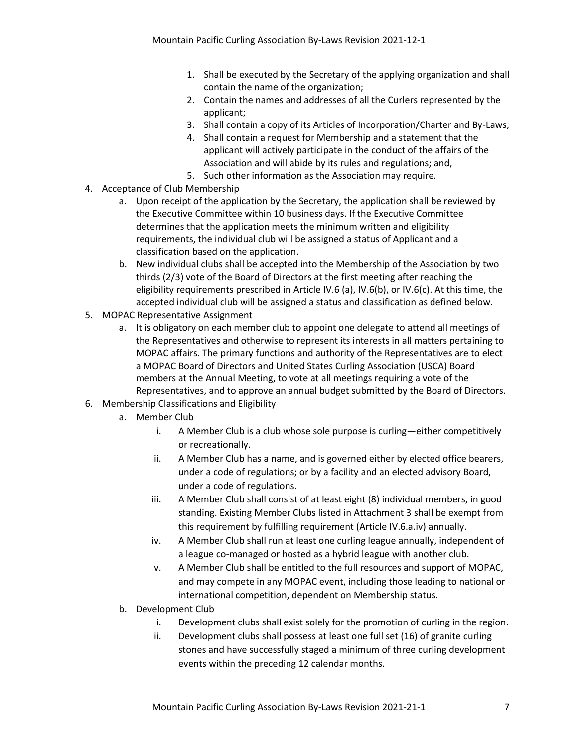1. Shall be executed by the Secretary of the applying organization and shall contain the name of the organization;
2. Contain the names and addresses of all the Curlers represented by the applicant;
3. Shall contain a copy of its Articles of Incorporation/Charter and By-Laws;
4. Shall contain a request for Membership and a statement that the applicant will actively participate in the conduct of the affairs of the Association and will abide by its rules and regulations; and,
5. Such other information as the Association may require.

4. Acceptance of Club Membership
    a. Upon receipt of the application by the Secretary, the application shall be reviewed by the Executive Committee within 10 business days. If the Executive Committee determines that the application meets the minimum written and eligibility requirements, the individual club will be assigned a status of Applicant and a classification based on the application.
    b. New individual clubs shall be accepted into the Membership of the Association by two thirds (2/3) vote of the Board of Directors at the first meeting after reaching the eligibility requirements prescribed in Article IV.6 (a), IV.6(b), or IV.6(c). At this time, the accepted individual club will be assigned a status and classification as defined below.
5. MOPAC Representative Assignment
    a. It is obligatory on each member club to appoint one delegate to attend all meetings of the Representatives and otherwise to represent its interests in all matters pertaining to MOPAC affairs. The primary functions and authority of the Representatives are to elect a MOPAC Board of Directors and United States Curling Association (USCA) Board members at the Annual Meeting, to vote at all meetings requiring a vote of the Representatives, and to approve an annual budget submitted by the Board of Directors.
6. Membership Classifications and Eligibility
    a. Member Club
        i. A Member Club is a club whose sole purpose is curling—either competitively or recreationally.
        ii. A Member Club has a name, and is governed either by elected office bearers, under a code of regulations; or by a facility and an elected advisory Board, under a code of regulations.
        iii. A Member Club shall consist of at least eight (8) individual members, in good standing. Existing Member Clubs listed in Attachment 3 shall be exempt from this requirement by fulfilling requirement (Article IV.6.a.iv) annually.
        iv. A Member Club shall run at least one curling league annually, independent of a league co-managed or hosted as a hybrid league with another club.
        v. A Member Club shall be entitled to the full resources and support of MOPAC, and may compete in any MOPAC event, including those leading to national or international competition, dependent on Membership status.
    b. Development Club
        i. Development clubs shall exist solely for the promotion of curling in the region.
        ii. Development clubs shall possess at least one full set (16) of granite curling stones and have successfully staged a minimum of three curling development events within the preceding 12 calendar months.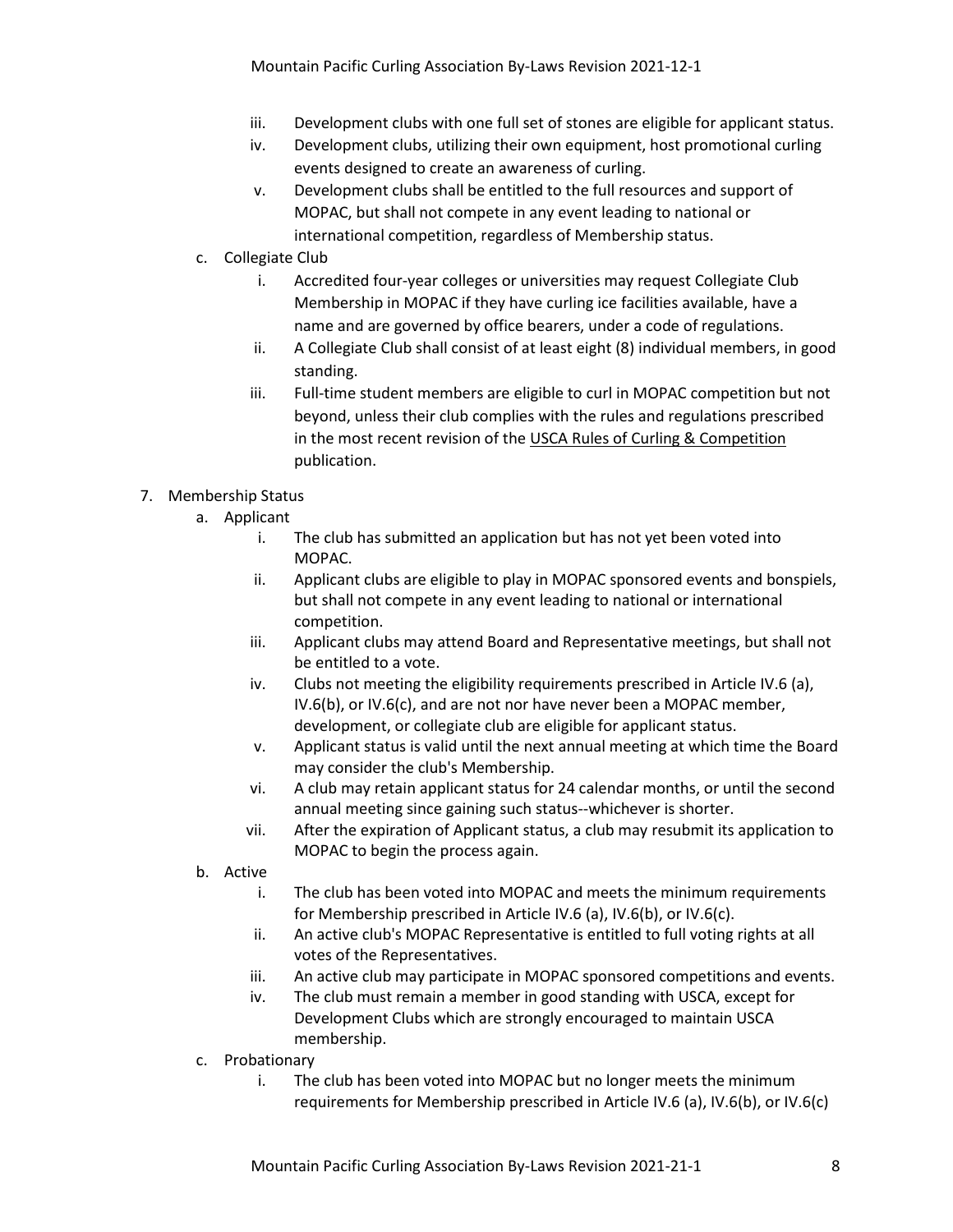iii. Development clubs with one full set of stones are eligible for applicant status.
   iv. Development clubs, utilizing their own equipment, host promotional curling events designed to create an awareness of curling.
   v. Development clubs shall be entitled to the full resources and support of MOPAC, but shall not compete in any event leading to national or international competition, regardless of Membership status.

c. Collegiate Club
   i. Accredited four-year colleges or universities may request Collegiate Club Membership in MOPAC if they have curling ice facilities available, have a name and are governed by office bearers, under a code of regulations.
   ii. A Collegiate Club shall consist of at least eight (8) individual members, in good standing.
   iii. Full-time student members are eligible to curl in MOPAC competition but not beyond, unless their club complies with the rules and regulations prescribed in the most recent revision of the USCA Rules of Curling & Competition publication.

7. Membership Status
   a. Applicant
      i. The club has submitted an application but has not yet been voted into MOPAC.
      ii. Applicant clubs are eligible to play in MOPAC sponsored events and bonspiels, but shall not compete in any event leading to national or international competition.
      iii. Applicant clubs may attend Board and Representative meetings, but shall not be entitled to a vote.
      iv. Clubs not meeting the eligibility requirements prescribed in Article IV.6 (a), IV.6(b), or IV.6(c), and are not nor have never been a MOPAC member, development, or collegiate club are eligible for applicant status.
      v. Applicant status is valid until the next annual meeting at which time the Board may consider the club's Membership.
      vi. A club may retain applicant status for 24 calendar months, or until the second annual meeting since gaining such status--whichever is shorter.
      vii. After the expiration of Applicant status, a club may resubmit its application to MOPAC to begin the process again.
   b. Active
      i. The club has been voted into MOPAC and meets the minimum requirements for Membership prescribed in Article IV.6 (a), IV.6(b), or IV.6(c).
      ii. An active club's MOPAC Representative is entitled to full voting rights at all votes of the Representatives.
      iii. An active club may participate in MOPAC sponsored competitions and events.
      iv. The club must remain a member in good standing with USCA, except for Development Clubs which are strongly encouraged to maintain USCA membership.
   c. Probationary
      i. The club has been voted into MOPAC but no longer meets the minimum requirements for Membership prescribed in Article IV.6 (a), IV.6(b), or IV.6(c)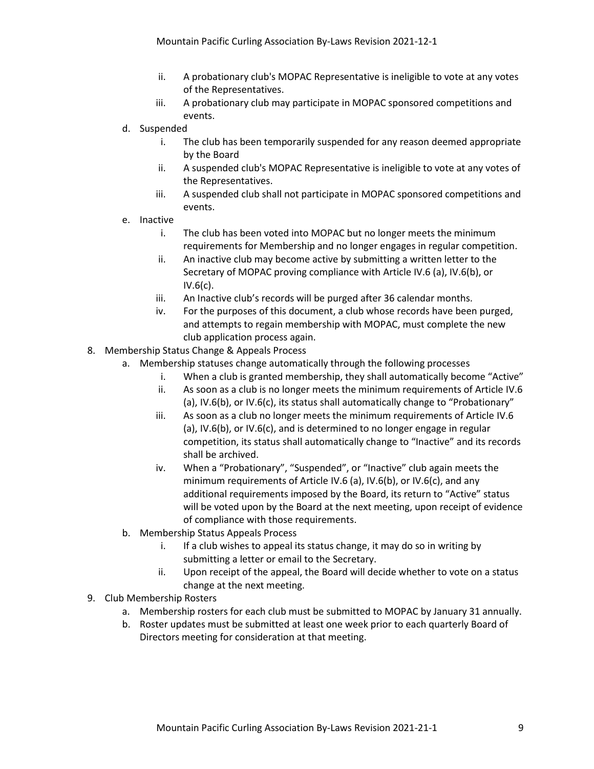ii. A probationary club's MOPAC Representative is ineligible to vote at any votes of the Representatives.
   iii. A probationary club may participate in MOPAC sponsored competitions and events.

d. Suspended
   i. The club has been temporarily suspended for any reason deemed appropriate by the Board
   ii. A suspended club's MOPAC Representative is ineligible to vote at any votes of the Representatives.
   iii. A suspended club shall not participate in MOPAC sponsored competitions and events.

e. Inactive
   i. The club has been voted into MOPAC but no longer meets the minimum requirements for Membership and no longer engages in regular competition.
   ii. An inactive club may become active by submitting a written letter to the Secretary of MOPAC proving compliance with Article IV.6 (a), IV.6(b), or IV.6(c).
   iii. An Inactive club's records will be purged after 36 calendar months.
   iv. For the purposes of this document, a club whose records have been purged, and attempts to regain membership with MOPAC, must complete the new club application process again.

8. Membership Status Change & Appeals Process
   a. Membership statuses change automatically through the following processes
      i. When a club is granted membership, they shall automatically become "Active"
      ii. As soon as a club is no longer meets the minimum requirements of Article IV.6 (a), IV.6(b), or IV.6(c), its status shall automatically change to "Probationary"
      iii. As soon as a club no longer meets the minimum requirements of Article IV.6 (a), IV.6(b), or IV.6(c), and is determined to no longer engage in regular competition, its status shall automatically change to "Inactive" and its records shall be archived.
      iv. When a "Probationary", "Suspended", or "Inactive" club again meets the minimum requirements of Article IV.6 (a), IV.6(b), or IV.6(c), and any additional requirements imposed by the Board, its return to "Active" status will be voted upon by the Board at the next meeting, upon receipt of evidence of compliance with those requirements.
   b. Membership Status Appeals Process
      i. If a club wishes to appeal its status change, it may do so in writing by submitting a letter or email to the Secretary.
      ii. Upon receipt of the appeal, the Board will decide whether to vote on a status change at the next meeting.

9. Club Membership Rosters
   a. Membership rosters for each club must be submitted to MOPAC by January 31 annually.
   b. Roster updates must be submitted at least one week prior to each quarterly Board of Directors meeting for consideration at that meeting.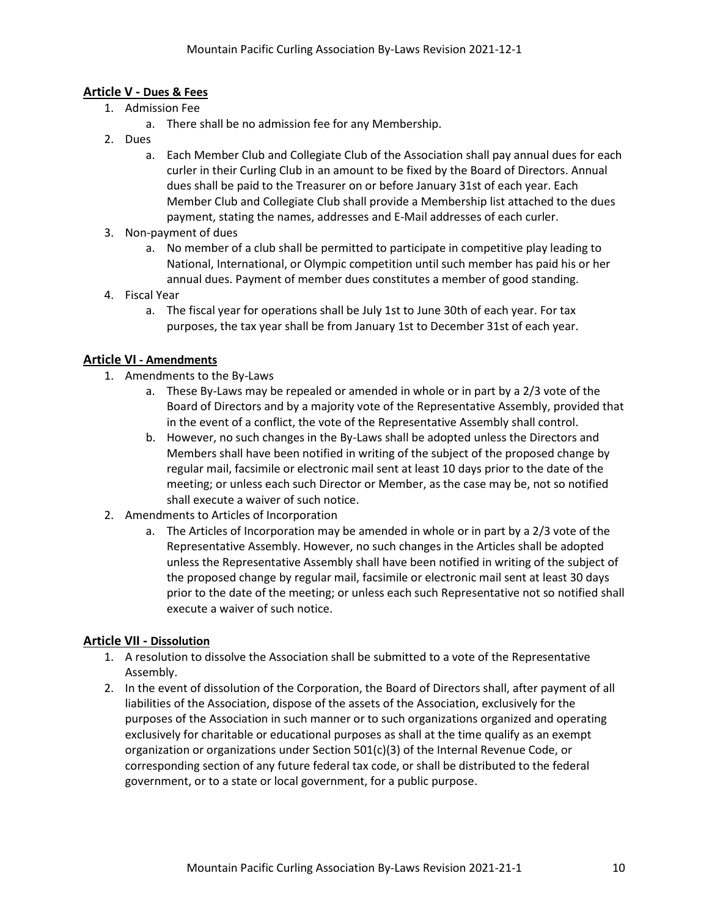## Article V - Dues & Fees

1. Admission Fee
    a. There shall be no admission fee for any Membership.
2. Dues
    a. Each Member Club and Collegiate Club of the Association shall pay annual dues for each curler in their Curling Club in an amount to be fixed by the Board of Directors. Annual dues shall be paid to the Treasurer on or before January 31st of each year. Each Member Club and Collegiate Club shall provide a Membership list attached to the dues payment, stating the names, addresses and E-Mail addresses of each curler.
3. Non-payment of dues
    a. No member of a club shall be permitted to participate in competitive play leading to National, International, or Olympic competition until such member has paid his or her annual dues. Payment of member dues constitutes a member of good standing.
4. Fiscal Year
    a. The fiscal year for operations shall be July 1st to June 30th of each year. For tax purposes, the tax year shall be from January 1st to December 31st of each year.

## Article VI - Amendments

1. Amendments to the By-Laws
    a. These By-Laws may be repealed or amended in whole or in part by a 2/3 vote of the Board of Directors and by a majority vote of the Representative Assembly, provided that in the event of a conflict, the vote of the Representative Assembly shall control.
    b. However, no such changes in the By-Laws shall be adopted unless the Directors and Members shall have been notified in writing of the subject of the proposed change by regular mail, facsimile or electronic mail sent at least 10 days prior to the date of the meeting; or unless each such Director or Member, as the case may be, not so notified shall execute a waiver of such notice.
2. Amendments to Articles of Incorporation
    a. The Articles of Incorporation may be amended in whole or in part by a 2/3 vote of the Representative Assembly. However, no such changes in the Articles shall be adopted unless the Representative Assembly shall have been notified in writing of the subject of the proposed change by regular mail, facsimile or electronic mail sent at least 30 days prior to the date of the meeting; or unless each such Representative not so notified shall execute a waiver of such notice.

## Article VII - Dissolution

1. A resolution to dissolve the Association shall be submitted to a vote of the Representative Assembly.
2. In the event of dissolution of the Corporation, the Board of Directors shall, after payment of all liabilities of the Association, dispose of the assets of the Association, exclusively for the purposes of the Association in such manner or to such organizations organized and operating exclusively for charitable or educational purposes as shall at the time qualify as an exempt organization or organizations under Section 501(c)(3) of the Internal Revenue Code, or corresponding section of any future federal tax code, or shall be distributed to the federal government, or to a state or local government, for a public purpose.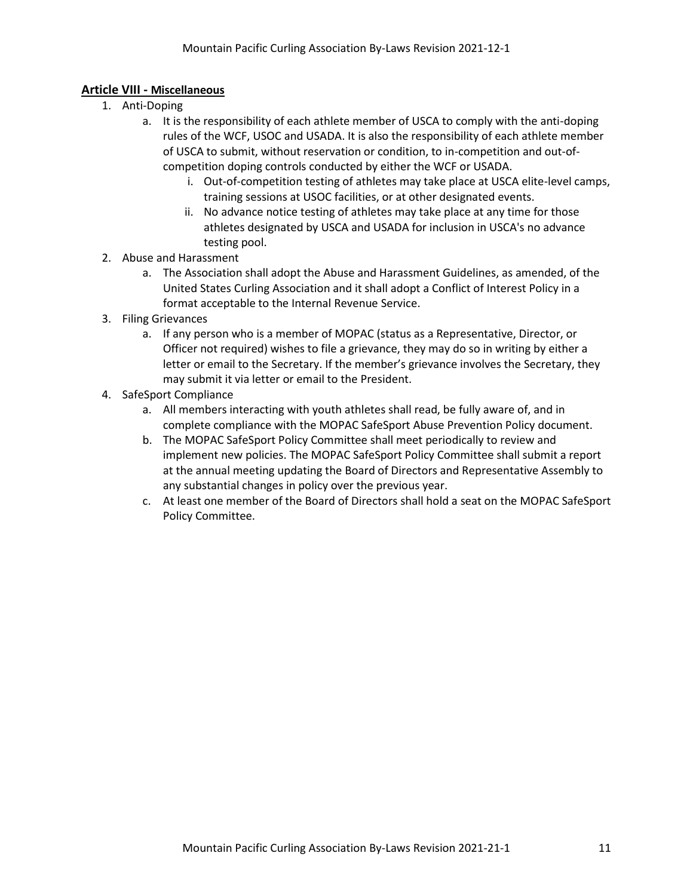## Article VIII - Miscellaneous

1. Anti-Doping
    a. It is the responsibility of each athlete member of USCA to comply with the anti-doping rules of the WCF, USOC and USADA. It is also the responsibility of each athlete member of USCA to submit, without reservation or condition, to in-competition and out-of-competition doping controls conducted by either the WCF or USADA.
        i. Out-of-competition testing of athletes may take place at USCA elite-level camps, training sessions at USOC facilities, or at other designated events.
        ii. No advance notice testing of athletes may take place at any time for those athletes designated by USCA and USADA for inclusion in USCA's no advance testing pool.
2. Abuse and Harassment
    a. The Association shall adopt the Abuse and Harassment Guidelines, as amended, of the United States Curling Association and it shall adopt a Conflict of Interest Policy in a format acceptable to the Internal Revenue Service.
3. Filing Grievances
    a. If any person who is a member of MOPAC (status as a Representative, Director, or Officer not required) wishes to file a grievance, they may do so in writing by either a letter or email to the Secretary. If the member's grievance involves the Secretary, they may submit it via letter or email to the President.
4. SafeSport Compliance
    a. All members interacting with youth athletes shall read, be fully aware of, and in complete compliance with the MOPAC SafeSport Abuse Prevention Policy document.
    b. The MOPAC SafeSport Policy Committee shall meet periodically to review and implement new policies. The MOPAC SafeSport Policy Committee shall submit a report at the annual meeting updating the Board of Directors and Representative Assembly to any substantial changes in policy over the previous year.
    c. At least one member of the Board of Directors shall hold a seat on the MOPAC SafeSport Policy Committee.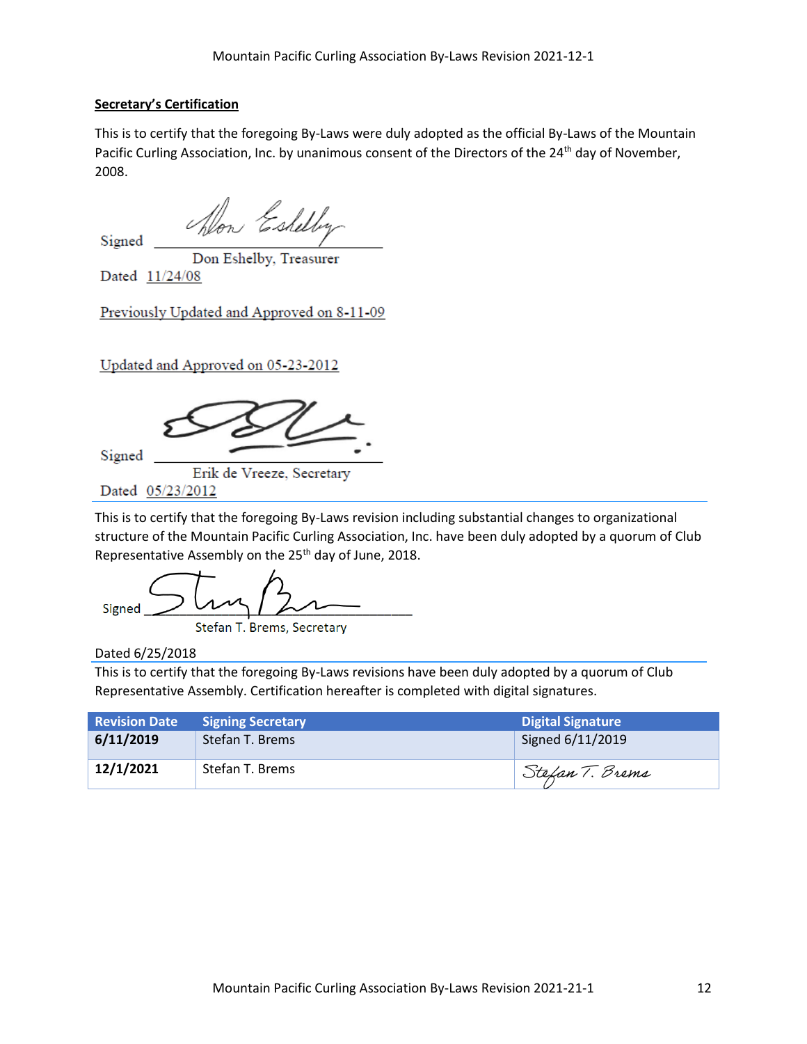**Secretary's Certification**

This is to certify that the foregoing By-Laws were duly adopted as the official By-Laws of the Mountain Pacific Curling Association, Inc. by unanimous consent of the Directors of the 24th day of November, 2008.

Signed ______________________
Don Eshelby, Treasurer

Dated 11/24/08

Previously Updated and Approved on 8-11-09

Updated and Approved on 05-23-2012

Signed ______________________
Erik de Vreeze, Secretary

Dated 05/23/2012

---

This is to certify that the foregoing By-Laws revision including substantial changes to organizational structure of the Mountain Pacific Curling Association, Inc. have been duly adopted by a quorum of Club Representative Assembly on the 25th day of June, 2018.

Signed ______________________
Stefan T. Brems, Secretary

Dated 6/25/2018

---

This is to certify that the foregoing By-Laws revisions have been duly adopted by a quorum of Club Representative Assembly. Certification hereafter is completed with digital signatures.

| Revision Date | Signing Secretary | Digital Signature |
|---|---|---|
| **6/11/2019** | Stefan T. Brems | Signed 6/11/2019 |
| **12/1/2021** | Stefan T. Brems | Stefan T. Brems |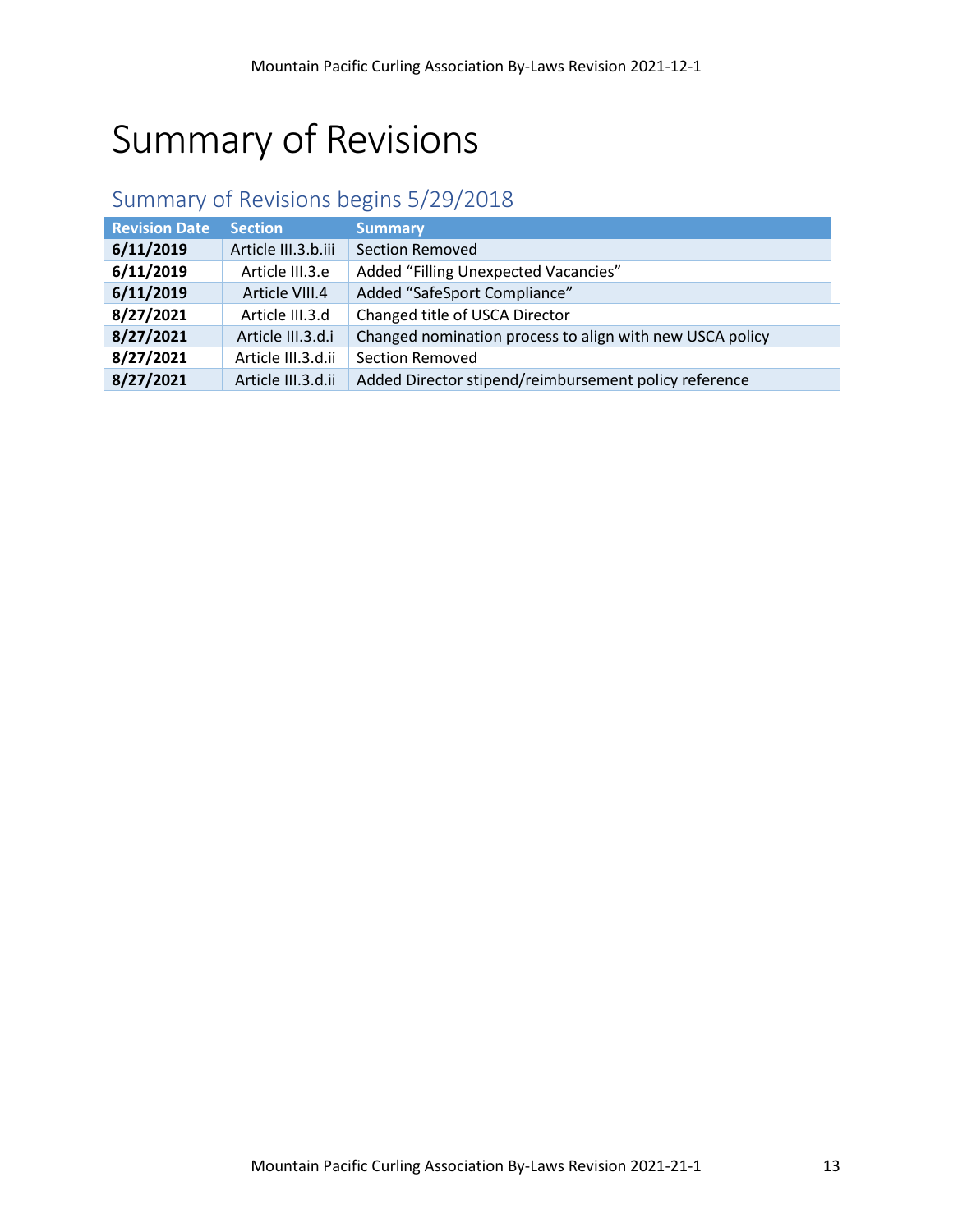# Summary of Revisions

## Summary of Revisions begins 5/29/2018

| Revision Date | Section | Summary |
|---|---|---|
| **6/11/2019** | Article III.3.b.iii | Section Removed |
| **6/11/2019** | Article III.3.e | Added “Filling Unexpected Vacancies” |
| **6/11/2019** | Article VIII.4 | Added “SafeSport Compliance” |
| **8/27/2021** | Article III.3.d | Changed title of USCA Director |
| **8/27/2021** | Article III.3.d.i | Changed nomination process to align with new USCA policy |
| **8/27/2021** | Article III.3.d.ii | Section Removed |
| **8/27/2021** | Article III.3.d.ii | Added Director stipend/reimbursement policy reference |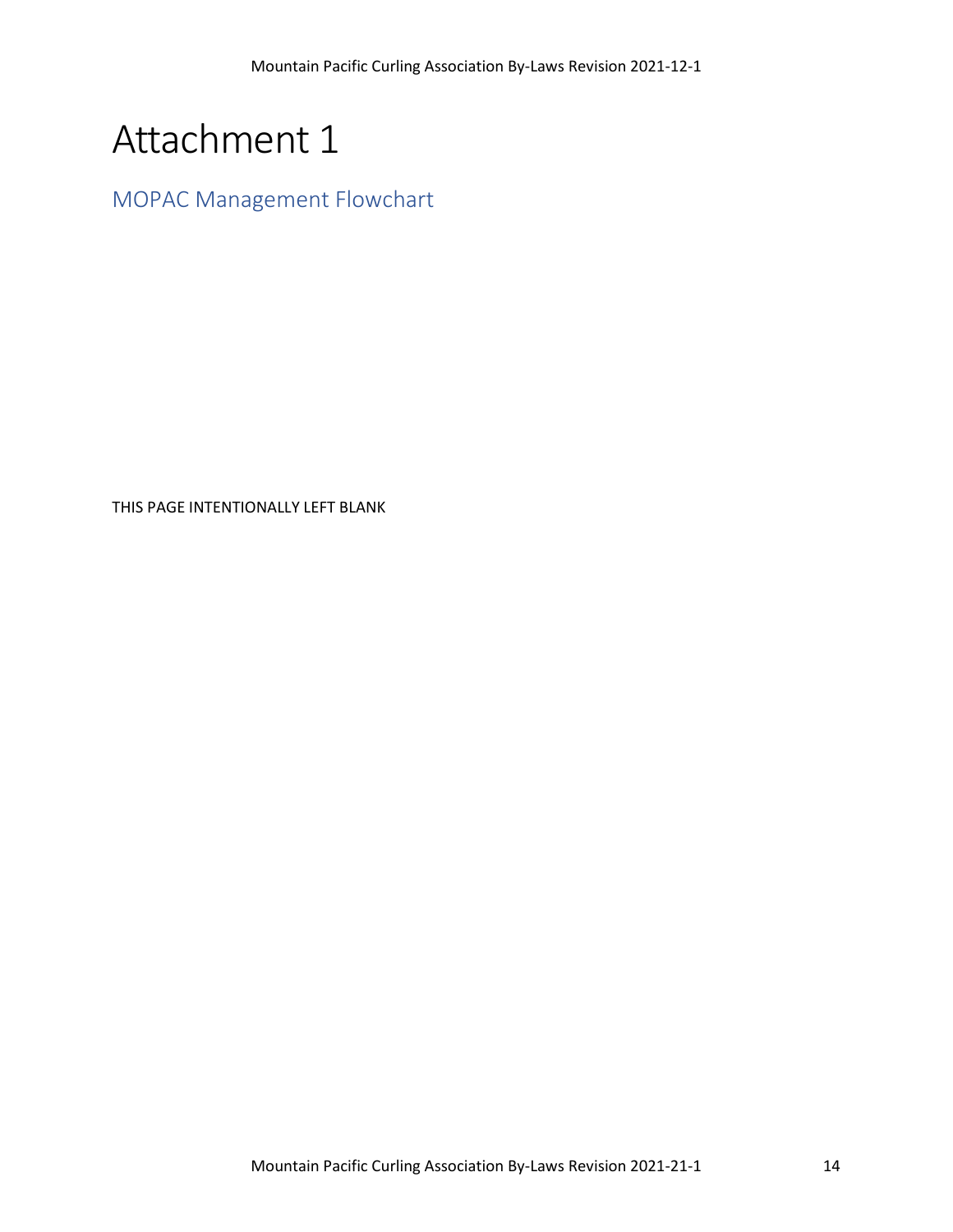# Attachment 1

## MOPAC Management Flowchart

THIS PAGE INTENTIONALLY LEFT BLANK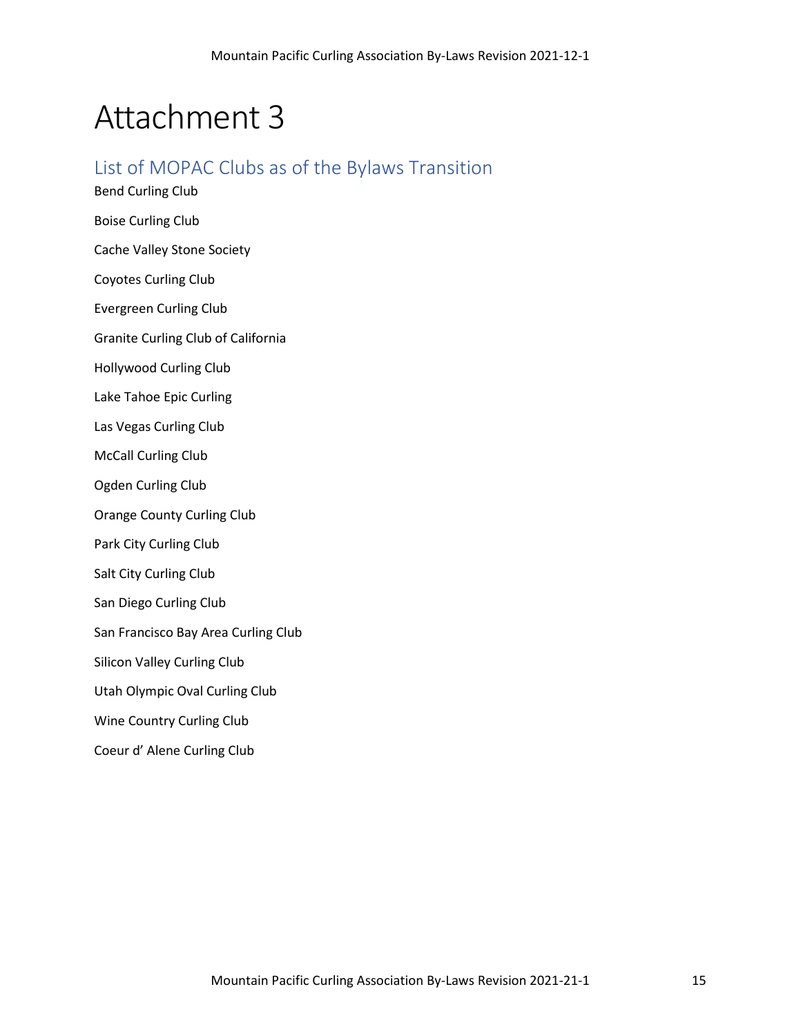# Attachment 3

## List of MOPAC Clubs as of the Bylaws Transition

Bend Curling Club

Boise Curling Club

Cache Valley Stone Society

Coyotes Curling Club

Evergreen Curling Club

Granite Curling Club of California

Hollywood Curling Club

Lake Tahoe Epic Curling

Las Vegas Curling Club

McCall Curling Club

Ogden Curling Club

Orange County Curling Club

Park City Curling Club

Salt City Curling Club

San Diego Curling Club

San Francisco Bay Area Curling Club

Silicon Valley Curling Club

Utah Olympic Oval Curling Club

Wine Country Curling Club

Coeur d' Alene Curling Club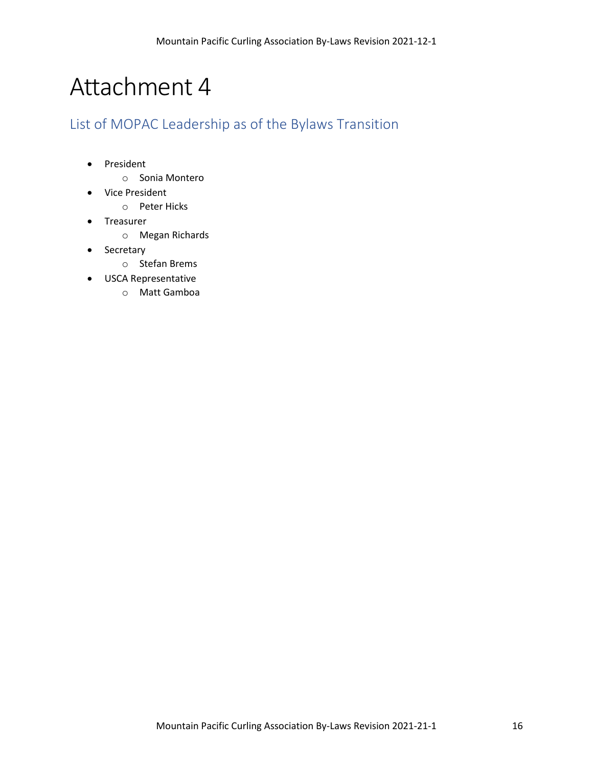# Attachment 4

## List of MOPAC Leadership as of the Bylaws Transition

- President
  - Sonia Montero
- Vice President
  - Peter Hicks
- Treasurer
  - Megan Richards
- Secretary
  - Stefan Brems
- USCA Representative
  - Matt Gamboa